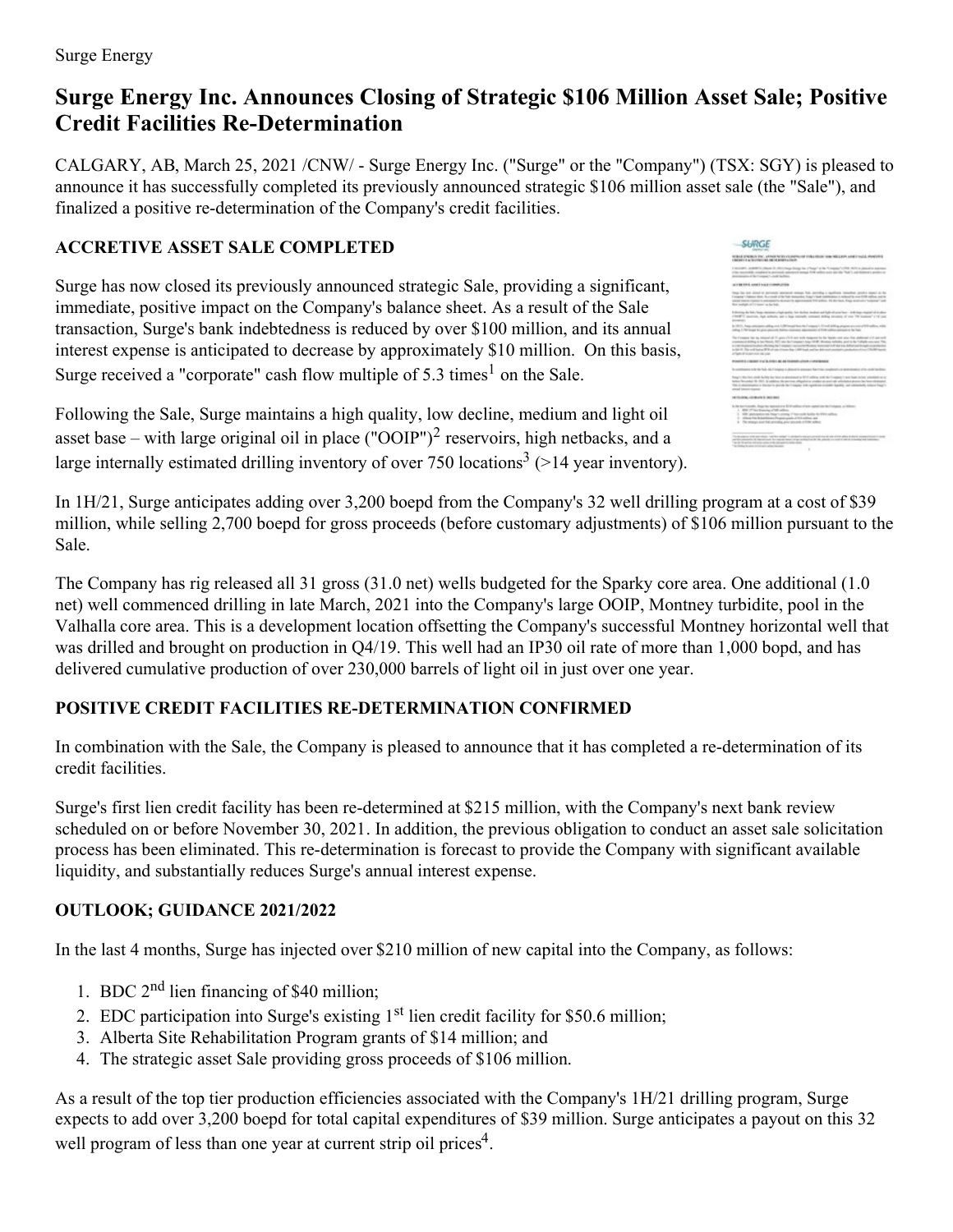Surge Energy

# Surge Energy Inc. Announces Closing of Strategic $106 Million Asset Sale; Positive Credit Facilities Re-Determination

CALGARY, AB, March 25, 2021 /CNW/ - Surge Energy Inc. ("Surge" or the "Company") (TSX: SGY) is pleased to announce it has successfully completed its previously announced strategic $106 million asset sale (the "Sale"), and finalized a positive re-determination of the Company's credit facilities.

## ACCRETIVE ASSET SALE COMPLETED

Surge has now closed its previously announced strategic Sale, providing a significant, immediate, positive impact on the Company's balance sheet. As a result of the Sale transaction, Surge's bank indebtedness is reduced by over $100 million, and its annual interest expense is anticipated to decrease by approximately $10 million. On this basis, Surge received a "corporate" cash flow multiple of 5.3 times[1] on the Sale.

Following the Sale, Surge maintains a high quality, low decline, medium and light oil asset base – with large original oil in place ("OOIP")[2] reservoirs, high netbacks, and a large internally estimated drilling inventory of over 750 locations[3] (>14 year inventory).

In 1H/21, Surge anticipates adding over 3,200 boepd from the Company's 32 well drilling program at a cost of $39 million, while selling 2,700 boepd for gross proceeds (before customary adjustments) of $106 million pursuant to the Sale.

The Company has rig released all 31 gross (31.0 net) wells budgeted for the Sparky core area. One additional (1.0 net) well commenced drilling in late March, 2021 into the Company's large OOIP, Montney turbidite, pool in the Valhalla core area. This is a development location offsetting the Company's successful Montney horizontal well that was drilled and brought on production in Q4/19. This well had an IP30 oil rate of more than 1,000 bopd, and has delivered cumulative production of over 230,000 barrels of light oil in just over one year.

## POSITIVE CREDIT FACILITIES RE-DETERMINATION CONFIRMED

In combination with the Sale, the Company is pleased to announce that it has completed a re-determination of its credit facilities.

Surge's first lien credit facility has been re-determined at $215 million, with the Company's next bank review scheduled on or before November 30, 2021. In addition, the previous obligation to conduct an asset sale solicitation process has been eliminated. This re-determination is forecast to provide the Company with significant available liquidity, and substantially reduces Surge's annual interest expense.

## OUTLOOK; GUIDANCE 2021/2022

In the last 4 months, Surge has injected over $210 million of new capital into the Company, as follows:

1. BDC 2nd lien financing of $40 million;
2. EDC participation into Surge's existing 1st lien credit facility for $50.6 million;
3. Alberta Site Rehabilitation Program grants of $14 million; and
4. The strategic asset Sale providing gross proceeds of $106 million.

As a result of the top tier production efficiencies associated with the Company's 1H/21 drilling program, Surge expects to add over 3,200 boepd for total capital expenditures of $39 million. Surge anticipates a payout on this 32 well program of less than one year at current strip oil prices[4].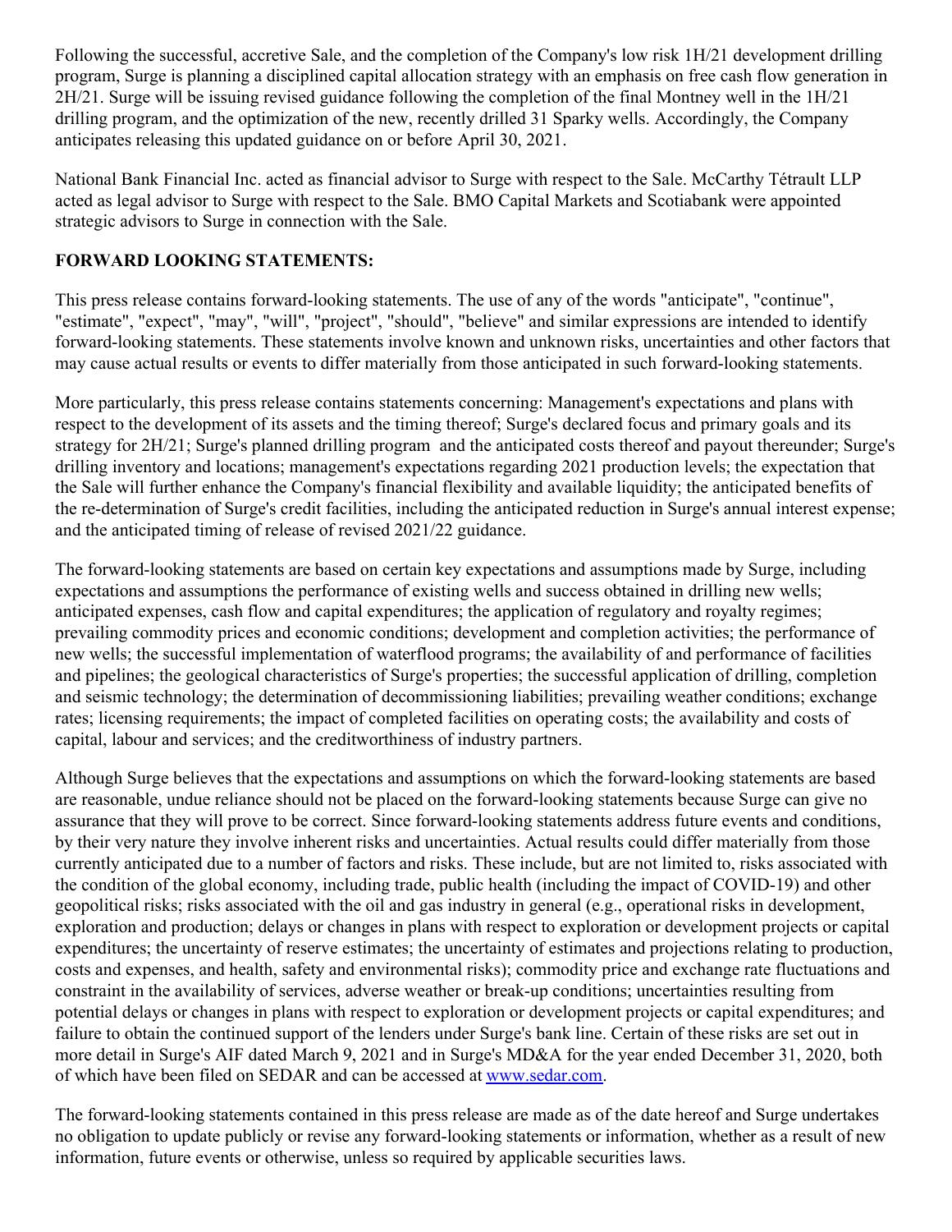Following the successful, accretive Sale, and the completion of the Company's low risk 1H/21 development drilling program, Surge is planning a disciplined capital allocation strategy with an emphasis on free cash flow generation in 2H/21. Surge will be issuing revised guidance following the completion of the final Montney well in the 1H/21 drilling program, and the optimization of the new, recently drilled 31 Sparky wells. Accordingly, the Company anticipates releasing this updated guidance on or before April 30, 2021.

National Bank Financial Inc. acted as financial advisor to Surge with respect to the Sale. McCarthy Tétrault LLP acted as legal advisor to Surge with respect to the Sale. BMO Capital Markets and Scotiabank were appointed strategic advisors to Surge in connection with the Sale.

**FORWARD LOOKING STATEMENTS:**

This press release contains forward-looking statements. The use of any of the words "anticipate", "continue", "estimate", "expect", "may", "will", "project", "should", "believe" and similar expressions are intended to identify forward-looking statements. These statements involve known and unknown risks, uncertainties and other factors that may cause actual results or events to differ materially from those anticipated in such forward-looking statements.

More particularly, this press release contains statements concerning: Management's expectations and plans with respect to the development of its assets and the timing thereof; Surge's declared focus and primary goals and its strategy for 2H/21; Surge's planned drilling program and the anticipated costs thereof and payout thereunder; Surge's drilling inventory and locations; management's expectations regarding 2021 production levels; the expectation that the Sale will further enhance the Company's financial flexibility and available liquidity; the anticipated benefits of the re-determination of Surge's credit facilities, including the anticipated reduction in Surge's annual interest expense; and the anticipated timing of release of revised 2021/22 guidance.

The forward-looking statements are based on certain key expectations and assumptions made by Surge, including expectations and assumptions the performance of existing wells and success obtained in drilling new wells; anticipated expenses, cash flow and capital expenditures; the application of regulatory and royalty regimes; prevailing commodity prices and economic conditions; development and completion activities; the performance of new wells; the successful implementation of waterflood programs; the availability of and performance of facilities and pipelines; the geological characteristics of Surge's properties; the successful application of drilling, completion and seismic technology; the determination of decommissioning liabilities; prevailing weather conditions; exchange rates; licensing requirements; the impact of completed facilities on operating costs; the availability and costs of capital, labour and services; and the creditworthiness of industry partners.

Although Surge believes that the expectations and assumptions on which the forward-looking statements are based are reasonable, undue reliance should not be placed on the forward-looking statements because Surge can give no assurance that they will prove to be correct. Since forward-looking statements address future events and conditions, by their very nature they involve inherent risks and uncertainties. Actual results could differ materially from those currently anticipated due to a number of factors and risks. These include, but are not limited to, risks associated with the condition of the global economy, including trade, public health (including the impact of COVID-19) and other geopolitical risks; risks associated with the oil and gas industry in general (e.g., operational risks in development, exploration and production; delays or changes in plans with respect to exploration or development projects or capital expenditures; the uncertainty of reserve estimates; the uncertainty of estimates and projections relating to production, costs and expenses, and health, safety and environmental risks); commodity price and exchange rate fluctuations and constraint in the availability of services, adverse weather or break-up conditions; uncertainties resulting from potential delays or changes in plans with respect to exploration or development projects or capital expenditures; and failure to obtain the continued support of the lenders under Surge's bank line. Certain of these risks are set out in more detail in Surge's AIF dated March 9, 2021 and in Surge's MD&A for the year ended December 31, 2020, both of which have been filed on SEDAR and can be accessed at [www.sedar.com](www.sedar.com).

The forward-looking statements contained in this press release are made as of the date hereof and Surge undertakes no obligation to update publicly or revise any forward-looking statements or information, whether as a result of new information, future events or otherwise, unless so required by applicable securities laws.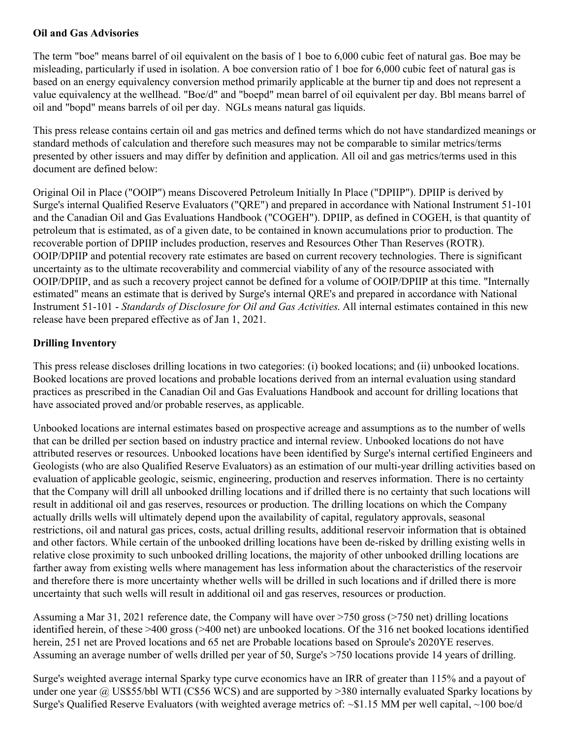**Oil and Gas Advisories**

The term "boe" means barrel of oil equivalent on the basis of 1 boe to 6,000 cubic feet of natural gas. Boe may be misleading, particularly if used in isolation. A boe conversion ratio of 1 boe for 6,000 cubic feet of natural gas is based on an energy equivalency conversion method primarily applicable at the burner tip and does not represent a value equivalency at the wellhead. "Boe/d" and "boepd" mean barrel of oil equivalent per day. Bbl means barrel of oil and "bopd" means barrels of oil per day. NGLs means natural gas liquids.

This press release contains certain oil and gas metrics and defined terms which do not have standardized meanings or standard methods of calculation and therefore such measures may not be comparable to similar metrics/terms presented by other issuers and may differ by definition and application. All oil and gas metrics/terms used in this document are defined below:

Original Oil in Place ("OOIP") means Discovered Petroleum Initially In Place ("DPIIP"). DPIIP is derived by Surge's internal Qualified Reserve Evaluators ("QRE") and prepared in accordance with National Instrument 51-101 and the Canadian Oil and Gas Evaluations Handbook ("COGEH"). DPIIP, as defined in COGEH, is that quantity of petroleum that is estimated, as of a given date, to be contained in known accumulations prior to production. The recoverable portion of DPIIP includes production, reserves and Resources Other Than Reserves (ROTR). OOIP/DPIIP and potential recovery rate estimates are based on current recovery technologies. There is significant uncertainty as to the ultimate recoverability and commercial viability of any of the resource associated with OOIP/DPIIP, and as such a recovery project cannot be defined for a volume of OOIP/DPIIP at this time. "Internally estimated" means an estimate that is derived by Surge's internal QRE's and prepared in accordance with National Instrument 51-101 - *Standards of Disclosure for Oil and Gas Activities*. All internal estimates contained in this new release have been prepared effective as of Jan 1, 2021.

**Drilling Inventory**

This press release discloses drilling locations in two categories: (i) booked locations; and (ii) unbooked locations. Booked locations are proved locations and probable locations derived from an internal evaluation using standard practices as prescribed in the Canadian Oil and Gas Evaluations Handbook and account for drilling locations that have associated proved and/or probable reserves, as applicable.

Unbooked locations are internal estimates based on prospective acreage and assumptions as to the number of wells that can be drilled per section based on industry practice and internal review. Unbooked locations do not have attributed reserves or resources. Unbooked locations have been identified by Surge's internal certified Engineers and Geologists (who are also Qualified Reserve Evaluators) as an estimation of our multi-year drilling activities based on evaluation of applicable geologic, seismic, engineering, production and reserves information. There is no certainty that the Company will drill all unbooked drilling locations and if drilled there is no certainty that such locations will result in additional oil and gas reserves, resources or production. The drilling locations on which the Company actually drills wells will ultimately depend upon the availability of capital, regulatory approvals, seasonal restrictions, oil and natural gas prices, costs, actual drilling results, additional reservoir information that is obtained and other factors. While certain of the unbooked drilling locations have been de-risked by drilling existing wells in relative close proximity to such unbooked drilling locations, the majority of other unbooked drilling locations are farther away from existing wells where management has less information about the characteristics of the reservoir and therefore there is more uncertainty whether wells will be drilled in such locations and if drilled there is more uncertainty that such wells will result in additional oil and gas reserves, resources or production.

Assuming a Mar 31, 2021 reference date, the Company will have over >750 gross (>750 net) drilling locations identified herein, of these >400 gross (>400 net) are unbooked locations. Of the 316 net booked locations identified herein, 251 net are Proved locations and 65 net are Probable locations based on Sproule's 2020YE reserves. Assuming an average number of wells drilled per year of 50, Surge's >750 locations provide 14 years of drilling.

Surge's weighted average internal Sparky type curve economics have an IRR of greater than 115% and a payout of under one year @ US$55/bbl WTI (C$56 WCS) and are supported by >380 internally evaluated Sparky locations by Surge's Qualified Reserve Evaluators (with weighted average metrics of: ~$1.15 MM per well capital, ~100 boe/d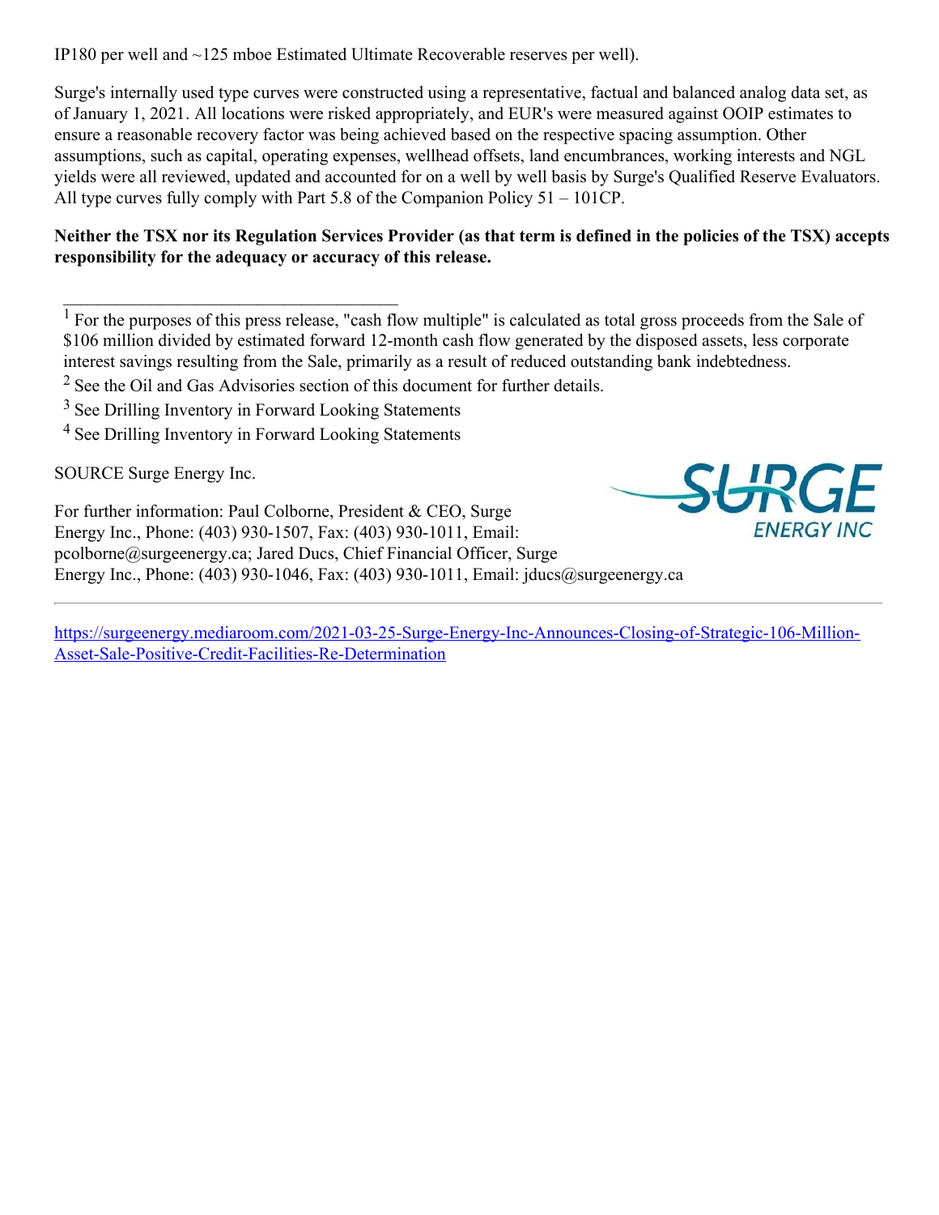IP180 per well and ~125 mboe Estimated Ultimate Recoverable reserves per well).

Surge's internally used type curves were constructed using a representative, factual and balanced analog data set, as of January 1, 2021. All locations were risked appropriately, and EUR's were measured against OOIP estimates to ensure a reasonable recovery factor was being achieved based on the respective spacing assumption. Other assumptions, such as capital, operating expenses, wellhead offsets, land encumbrances, working interests and NGL yields were all reviewed, updated and accounted for on a well by well basis by Surge's Qualified Reserve Evaluators. All type curves fully comply with Part 5.8 of the Companion Policy 51 – 101CP.

**Neither the TSX nor its Regulation Services Provider (as that term is defined in the policies of the TSX) accepts responsibility for the adequacy or accuracy of this release.**

---

[1] For the purposes of this press release, "cash flow multiple" is calculated as total gross proceeds from the Sale of $106 million divided by estimated forward 12-month cash flow generated by the disposed assets, less corporate interest savings resulting from the Sale, primarily as a result of reduced outstanding bank indebtedness.

[2] See the Oil and Gas Advisories section of this document for further details.

[3] See Drilling Inventory in Forward Looking Statements

[4] See Drilling Inventory in Forward Looking Statements

SOURCE Surge Energy Inc.

For further information: Paul Colborne, President & CEO, Surge Energy Inc., Phone: (403) 930-1507, Fax: (403) 930-1011, Email: pcolborne@surgeenergy.ca; Jared Ducs, Chief Financial Officer, Surge Energy Inc., Phone: (403) 930-1046, Fax: (403) 930-1011, Email: jducs@surgeenergy.ca

SURGE ENERGY INC

---

https://surgeenergy.mediaroom.com/2021-03-25-Surge-Energy-Inc-Announces-Closing-of-Strategic-106-Million-Asset-Sale-Positive-Credit-Facilities-Re-Determination